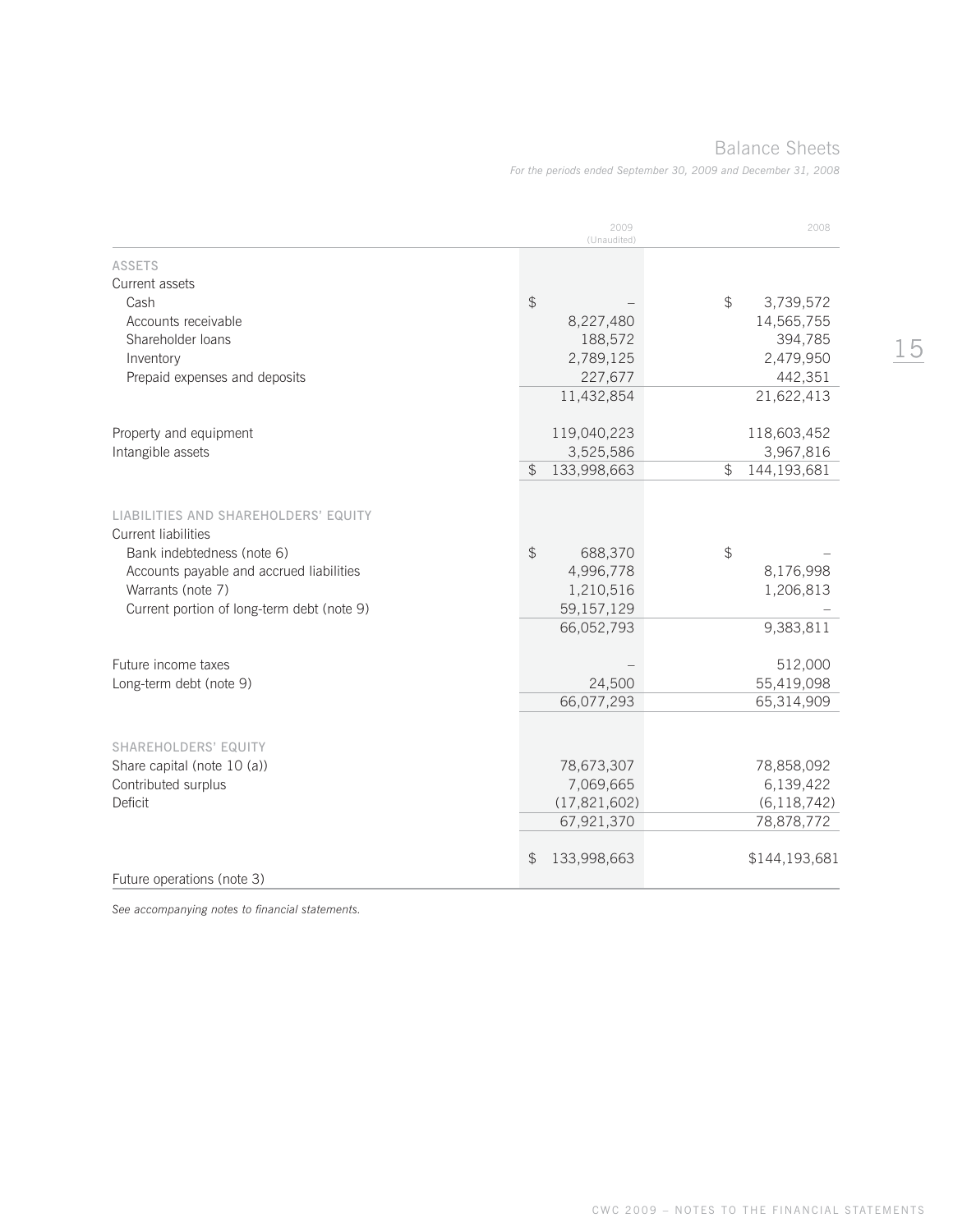# Balance Sheets

*For the periods ended September 30, 2009 and December 31, 2008*

| | 2009 (Unaudited) | 2008 |
|---|---|---|
| **ASSETS** | | |
| Current assets | | |
| Cash | $ – | $ 3,739,572 |
| Accounts receivable | 8,227,480 | 14,565,755 |
| Shareholder loans | 188,572 | 394,785 |
| Inventory | 2,789,125 | 2,479,950 |
| Prepaid expenses and deposits | 227,677 | 442,351 |
| | 11,432,854 | 21,622,413 |
| Property and equipment | 119,040,223 | 118,603,452 |
| Intangible assets | 3,525,586 | 3,967,816 |
| | $ 133,998,663 | $ 144,193,681 |
| **LIABILITIES AND SHAREHOLDERS' EQUITY** | | |
| Current liabilities | | |
| Bank indebtedness (note 6) | $ 688,370 | $ – |
| Accounts payable and accrued liabilities | 4,996,778 | 8,176,998 |
| Warrants (note 7) | 1,210,516 | 1,206,813 |
| Current portion of long-term debt (note 9) | 59,157,129 | – |
| | 66,052,793 | 9,383,811 |
| Future income taxes | – | 512,000 |
| Long-term debt (note 9) | 24,500 | 55,419,098 |
| | 66,077,293 | 65,314,909 |
| **SHAREHOLDERS' EQUITY** | | |
| Share capital (note 10 (a)) | 78,673,307 | 78,858,092 |
| Contributed surplus | 7,069,665 | 6,139,422 |
| Deficit | (17,821,602) | (6,118,742) |
| | 67,921,370 | 78,878,772 |
| | $ 133,998,663 | $144,193,681 |
| Future operations (note 3) | | |

*See accompanying notes to financial statements.*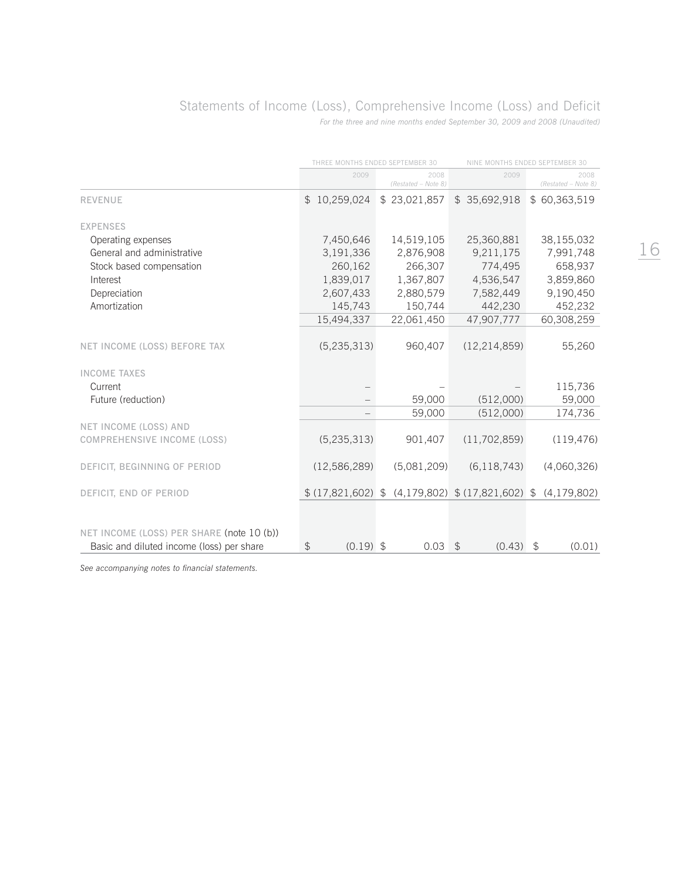## Statements of Income (Loss), Comprehensive Income (Loss) and Deficit

*For the three and nine months ended September 30, 2009 and 2008 (Unaudited)*

| | THREE MONTHS ENDED SEPTEMBER 30 | | NINE MONTHS ENDED SEPTEMBER 30 | |
|---|---|---|---|---|
| | 2009 | 2008 *(Restated – Note 8)* | 2009 | 2008 *(Restated – Note 8)* |
| REVENUE | $ 10,259,024 | $ 23,021,857 | $ 35,692,918 | $ 60,363,519 |
| EXPENSES | | | | |
| Operating expenses | 7,450,646 | 14,519,105 | 25,360,881 | 38,155,032 |
| General and administrative | 3,191,336 | 2,876,908 | 9,211,175 | 7,991,748 |
| Stock based compensation | 260,162 | 266,307 | 774,495 | 658,937 |
| Interest | 1,839,017 | 1,367,807 | 4,536,547 | 3,859,860 |
| Depreciation | 2,607,433 | 2,880,579 | 7,582,449 | 9,190,450 |
| Amortization | 145,743 | 150,744 | 442,230 | 452,232 |
| | 15,494,337 | 22,061,450 | 47,907,777 | 60,308,259 |
| NET INCOME (LOSS) BEFORE TAX | (5,235,313) | 960,407 | (12,214,859) | 55,260 |
| INCOME TAXES | | | | |
| Current | – | – | – | 115,736 |
| Future (reduction) | – | 59,000 | (512,000) | 59,000 |
| | – | 59,000 | (512,000) | 174,736 |
| NET INCOME (LOSS) AND COMPREHENSIVE INCOME (LOSS) | (5,235,313) | 901,407 | (11,702,859) | (119,476) |
| DEFICIT, BEGINNING OF PERIOD | (12,586,289) | (5,081,209) | (6,118,743) | (4,060,326) |
| DEFICIT, END OF PERIOD | $ (17,821,602) | $ (4,179,802) | $ (17,821,602) | $ (4,179,802) |
| NET INCOME (LOSS) PER SHARE (note 10 (b)) | | | | |
| Basic and diluted income (loss) per share | $ (0.19) | $ 0.03 | $ (0.43) | $ (0.01) |

*See accompanying notes to financial statements.*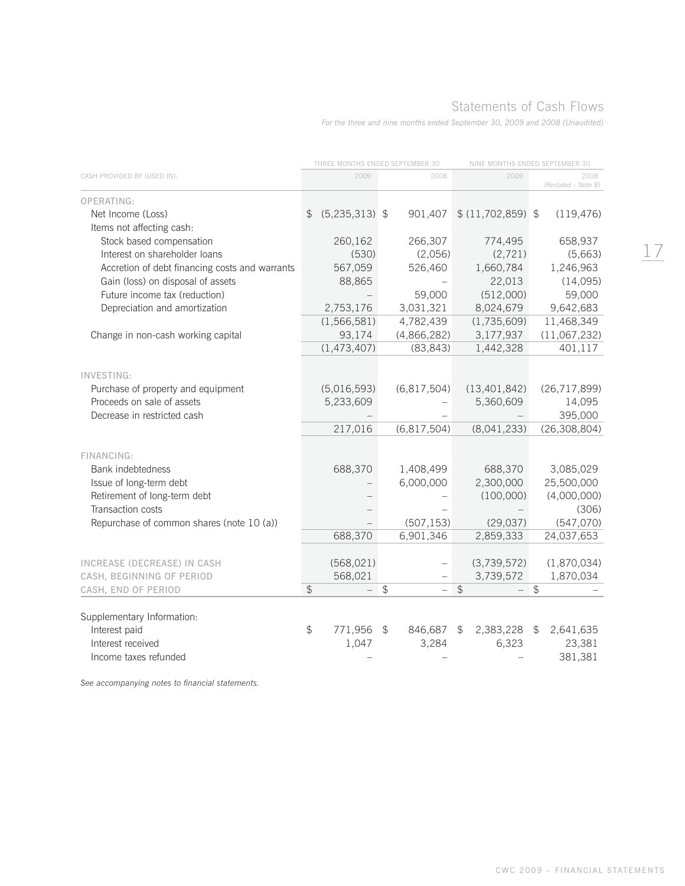## Statements of Cash Flows

*For the three and nine months ended September 30, 2009 and 2008 (Unaudited)*

| CASH PROVIDED BY (USED IN): | THREE MONTHS ENDED SEPTEMBER 30 | | NINE MONTHS ENDED SEPTEMBER 30 | |
|---|---|---|---|---|
| | 2009 | 2008 | 2009 | 2008 *(Restated – Note 8)* |
| **OPERATING:** | | | | |
| Net Income (Loss) | $ (5,235,313) | $ 901,407 | $ (11,702,859) | $ (119,476) |
| Items not affecting cash: | | | | |
| Stock based compensation | 260,162 | 266,307 | 774,495 | 658,937 |
| Interest on shareholder loans | (530) | (2,056) | (2,721) | (5,663) |
| Accretion of debt financing costs and warrants | 567,059 | 526,460 | 1,660,784 | 1,246,963 |
| Gain (loss) on disposal of assets | 88,865 | – | 22,013 | (14,095) |
| Future income tax (reduction) | – | 59,000 | (512,000) | 59,000 |
| Depreciation and amortization | 2,753,176 | 3,031,321 | 8,024,679 | 9,642,683 |
| | (1,566,581) | 4,782,439 | (1,735,609) | 11,468,349 |
| Change in non-cash working capital | 93,174 | (4,866,282) | 3,177,937 | (11,067,232) |
| | (1,473,407) | (83,843) | 1,442,328 | 401,117 |
| **INVESTING:** | | | | |
| Purchase of property and equipment | (5,016,593) | (6,817,504) | (13,401,842) | (26,717,899) |
| Proceeds on sale of assets | 5,233,609 | – | 5,360,609 | 14,095 |
| Decrease in restricted cash | – | – | – | 395,000 |
| | 217,016 | (6,817,504) | (8,041,233) | (26,308,804) |
| **FINANCING:** | | | | |
| Bank indebtedness | 688,370 | 1,408,499 | 688,370 | 3,085,029 |
| Issue of long-term debt | – | 6,000,000 | 2,300,000 | 25,500,000 |
| Retirement of long-term debt | – | – | (100,000) | (4,000,000) |
| Transaction costs | – | – | – | (306) |
| Repurchase of common shares (note 10 (a)) | – | (507,153) | (29,037) | (547,070) |
| | 688,370 | 6,901,346 | 2,859,333 | 24,037,653 |
| INCREASE (DECREASE) IN CASH | (568,021) | – | (3,739,572) | (1,870,034) |
| CASH, BEGINNING OF PERIOD | 568,021 | – | 3,739,572 | 1,870,034 |
| CASH, END OF PERIOD | $ – | $ – | $ – | $ – |
| Supplementary Information: | | | | |
| Interest paid | $ 771,956 | $ 846,687 | $ 2,383,228 | $ 2,641,635 |
| Interest received | 1,047 | 3,284 | 6,323 | 23,381 |
| Income taxes refunded | – | – | – | 381,381 |

*See accompanying notes to financial statements.*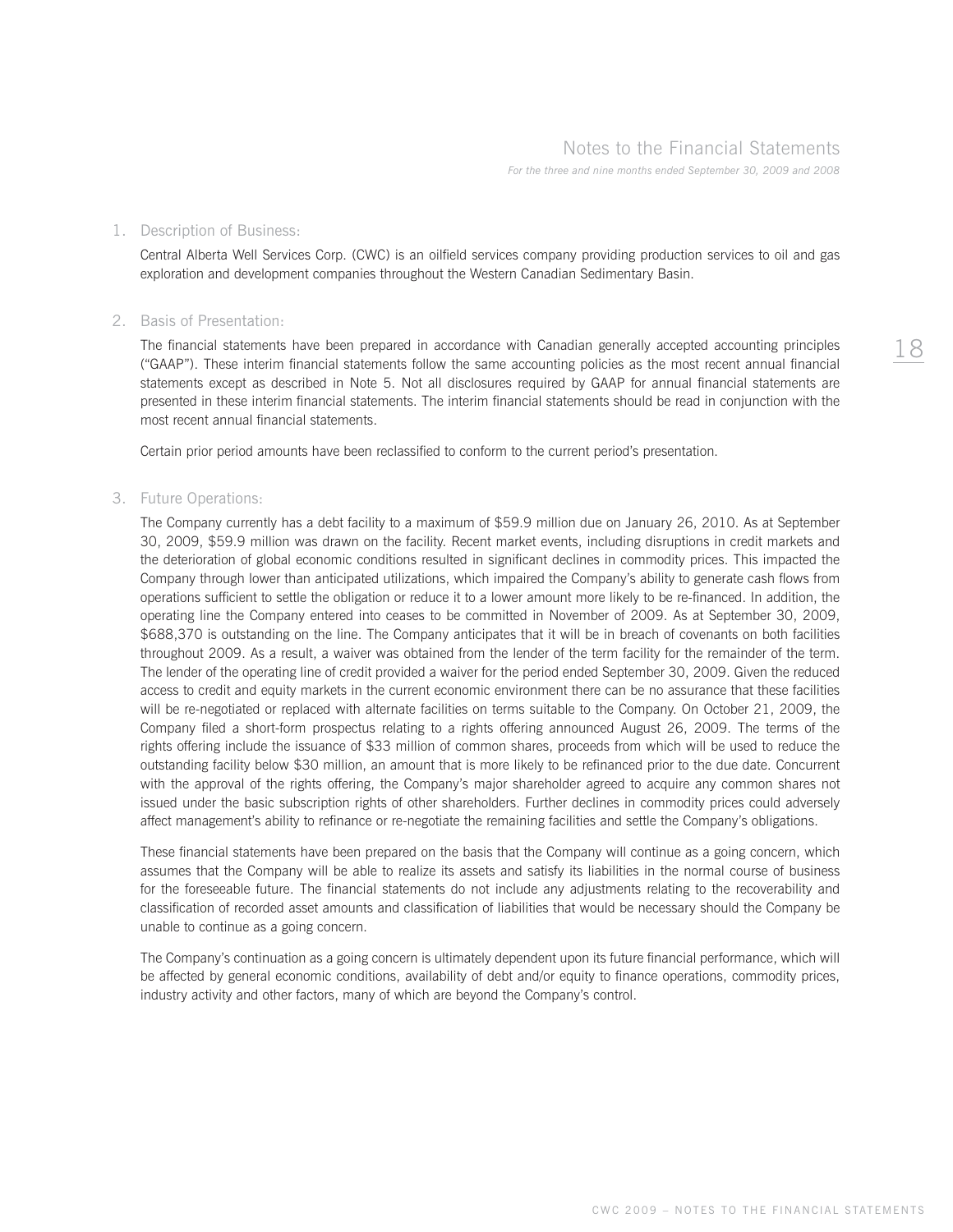# Notes to the Financial Statements

*For the three and nine months ended September 30, 2009 and 2008*

## 1. Description of Business:

Central Alberta Well Services Corp. (CWC) is an oilfield services company providing production services to oil and gas exploration and development companies throughout the Western Canadian Sedimentary Basin.

## 2. Basis of Presentation:

The financial statements have been prepared in accordance with Canadian generally accepted accounting principles ("GAAP"). These interim financial statements follow the same accounting policies as the most recent annual financial statements except as described in Note 5. Not all disclosures required by GAAP for annual financial statements are presented in these interim financial statements. The interim financial statements should be read in conjunction with the most recent annual financial statements.

Certain prior period amounts have been reclassified to conform to the current period's presentation.

## 3. Future Operations:

The Company currently has a debt facility to a maximum of $59.9 million due on January 26, 2010. As at September 30, 2009, $59.9 million was drawn on the facility. Recent market events, including disruptions in credit markets and the deterioration of global economic conditions resulted in significant declines in commodity prices. This impacted the Company through lower than anticipated utilizations, which impaired the Company's ability to generate cash flows from operations sufficient to settle the obligation or reduce it to a lower amount more likely to be re-financed. In addition, the operating line the Company entered into ceases to be committed in November of 2009. As at September 30, 2009, $688,370 is outstanding on the line. The Company anticipates that it will be in breach of covenants on both facilities throughout 2009. As a result, a waiver was obtained from the lender of the term facility for the remainder of the term. The lender of the operating line of credit provided a waiver for the period ended September 30, 2009. Given the reduced access to credit and equity markets in the current economic environment there can be no assurance that these facilities will be re-negotiated or replaced with alternate facilities on terms suitable to the Company. On October 21, 2009, the Company filed a short-form prospectus relating to a rights offering announced August 26, 2009. The terms of the rights offering include the issuance of $33 million of common shares, proceeds from which will be used to reduce the outstanding facility below $30 million, an amount that is more likely to be refinanced prior to the due date. Concurrent with the approval of the rights offering, the Company's major shareholder agreed to acquire any common shares not issued under the basic subscription rights of other shareholders. Further declines in commodity prices could adversely affect management's ability to refinance or re-negotiate the remaining facilities and settle the Company's obligations.

These financial statements have been prepared on the basis that the Company will continue as a going concern, which assumes that the Company will be able to realize its assets and satisfy its liabilities in the normal course of business for the foreseeable future. The financial statements do not include any adjustments relating to the recoverability and classification of recorded asset amounts and classification of liabilities that would be necessary should the Company be unable to continue as a going concern.

The Company's continuation as a going concern is ultimately dependent upon its future financial performance, which will be affected by general economic conditions, availability of debt and/or equity to finance operations, commodity prices, industry activity and other factors, many of which are beyond the Company's control.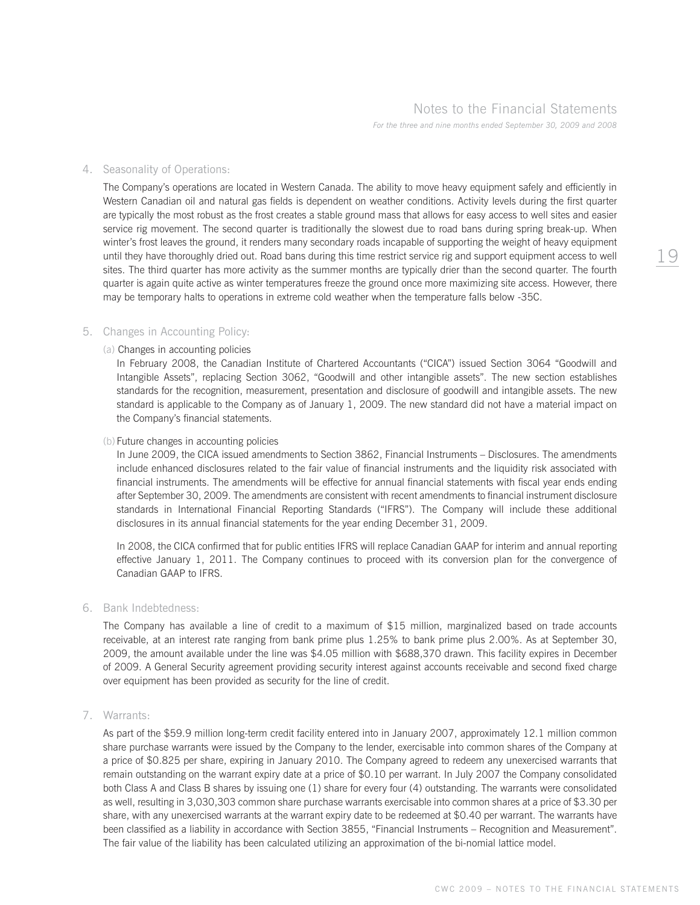## 4. Seasonality of Operations:

The Company's operations are located in Western Canada. The ability to move heavy equipment safely and efficiently in Western Canadian oil and natural gas fields is dependent on weather conditions. Activity levels during the first quarter are typically the most robust as the frost creates a stable ground mass that allows for easy access to well sites and easier service rig movement. The second quarter is traditionally the slowest due to road bans during spring break-up. When winter's frost leaves the ground, it renders many secondary roads incapable of supporting the weight of heavy equipment until they have thoroughly dried out. Road bans during this time restrict service rig and support equipment access to well sites. The third quarter has more activity as the summer months are typically drier than the second quarter. The fourth quarter is again quite active as winter temperatures freeze the ground once more maximizing site access. However, there may be temporary halts to operations in extreme cold weather when the temperature falls below -35C.

## 5. Changes in Accounting Policy:

(a) Changes in accounting policies

In February 2008, the Canadian Institute of Chartered Accountants ("CICA") issued Section 3064 "Goodwill and Intangible Assets", replacing Section 3062, "Goodwill and other intangible assets". The new section establishes standards for the recognition, measurement, presentation and disclosure of goodwill and intangible assets. The new standard is applicable to the Company as of January 1, 2009. The new standard did not have a material impact on the Company's financial statements.

(b) Future changes in accounting policies

In June 2009, the CICA issued amendments to Section 3862, Financial Instruments – Disclosures. The amendments include enhanced disclosures related to the fair value of financial instruments and the liquidity risk associated with financial instruments. The amendments will be effective for annual financial statements with fiscal year ends ending after September 30, 2009. The amendments are consistent with recent amendments to financial instrument disclosure standards in International Financial Reporting Standards ("IFRS"). The Company will include these additional disclosures in its annual financial statements for the year ending December 31, 2009.

In 2008, the CICA confirmed that for public entities IFRS will replace Canadian GAAP for interim and annual reporting effective January 1, 2011. The Company continues to proceed with its conversion plan for the convergence of Canadian GAAP to IFRS.

## 6. Bank Indebtedness:

The Company has available a line of credit to a maximum of $15 million, marginalized based on trade accounts receivable, at an interest rate ranging from bank prime plus 1.25% to bank prime plus 2.00%. As at September 30, 2009, the amount available under the line was $4.05 million with $688,370 drawn. This facility expires in December of 2009. A General Security agreement providing security interest against accounts receivable and second fixed charge over equipment has been provided as security for the line of credit.

## 7. Warrants:

As part of the $59.9 million long-term credit facility entered into in January 2007, approximately 12.1 million common share purchase warrants were issued by the Company to the lender, exercisable into common shares of the Company at a price of $0.825 per share, expiring in January 2010. The Company agreed to redeem any unexercised warrants that remain outstanding on the warrant expiry date at a price of $0.10 per warrant. In July 2007 the Company consolidated both Class A and Class B shares by issuing one (1) share for every four (4) outstanding. The warrants were consolidated as well, resulting in 3,030,303 common share purchase warrants exercisable into common shares at a price of $3.30 per share, with any unexercised warrants at the warrant expiry date to be redeemed at $0.40 per warrant. The warrants have been classified as a liability in accordance with Section 3855, "Financial Instruments – Recognition and Measurement". The fair value of the liability has been calculated utilizing an approximation of the bi-nomial lattice model.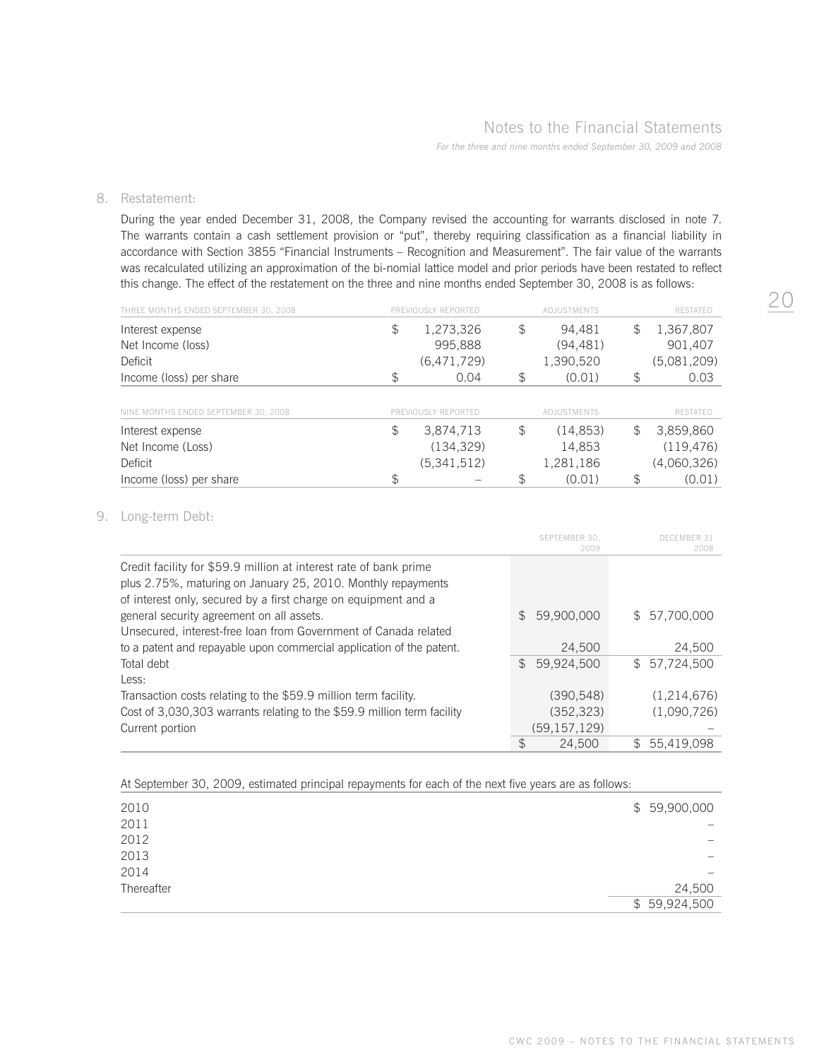## 8. Restatement:

During the year ended December 31, 2008, the Company revised the accounting for warrants disclosed in note 7. The warrants contain a cash settlement provision or "put", thereby requiring classification as a financial liability in accordance with Section 3855 "Financial Instruments – Recognition and Measurement". The fair value of the warrants was recalculated utilizing an approximation of the bi-nomial lattice model and prior periods have been restated to reflect this change. The effect of the restatement on the three and nine months ended September 30, 2008 is as follows:

| THREE MONTHS ENDED SEPTEMBER 30, 2008 | PREVIOUSLY REPORTED | ADJUSTMENTS | RESTATED |
|---|---|---|---|
| Interest expense | $ 1,273,326 | $ 94,481 | $ 1,367,807 |
| Net Income (loss) | 995,888 | (94,481) | 901,407 |
| Deficit | (6,471,729) | 1,390,520 | (5,081,209) |
| Income (loss) per share | $ 0.04 | $ (0.01) | $ 0.03 |

| NINE MONTHS ENDED SEPTEMBER 30, 2008 | PREVIOUSLY REPORTED | ADJUSTMENTS | RESTATED |
|---|---|---|---|
| Interest expense | $ 3,874,713 | $ (14,853) | $ 3,859,860 |
| Net Income (Loss) | (134,329) | 14,853 | (119,476) |
| Deficit | (5,341,512) | 1,281,186 | (4,060,326) |
| Income (loss) per share | $ – | $ (0.01) | $ (0.01) |

## 9. Long-term Debt:

| | SEPTEMBER 30, 2009 | DECEMBER 31 2008 |
|---|---|---|
| Credit facility for $59.9 million at interest rate of bank prime plus 2.75%, maturing on January 25, 2010. Monthly repayments of interest only, secured by a first charge on equipment and a general security agreement on all assets. | $ 59,900,000 | $ 57,700,000 |
| Unsecured, interest-free loan from Government of Canada related to a patent and repayable upon commercial application of the patent. | 24,500 | 24,500 |
| Total debt | $ 59,924,500 | $ 57,724,500 |
| Less: | | |
| Transaction costs relating to the $59.9 million term facility. | (390,548) | (1,214,676) |
| Cost of 3,030,303 warrants relating to the $59.9 million term facility | (352,323) | (1,090,726) |
| Current portion | (59,157,129) | – |
| | $ 24,500 | $ 55,419,098 |

At September 30, 2009, estimated principal repayments for each of the next five years are as follows:

| | |
|---|---|
| 2010 | $ 59,900,000 |
| 2011 | – |
| 2012 | – |
| 2013 | – |
| 2014 | – |
| Thereafter | 24,500 |
| | $ 59,924,500 |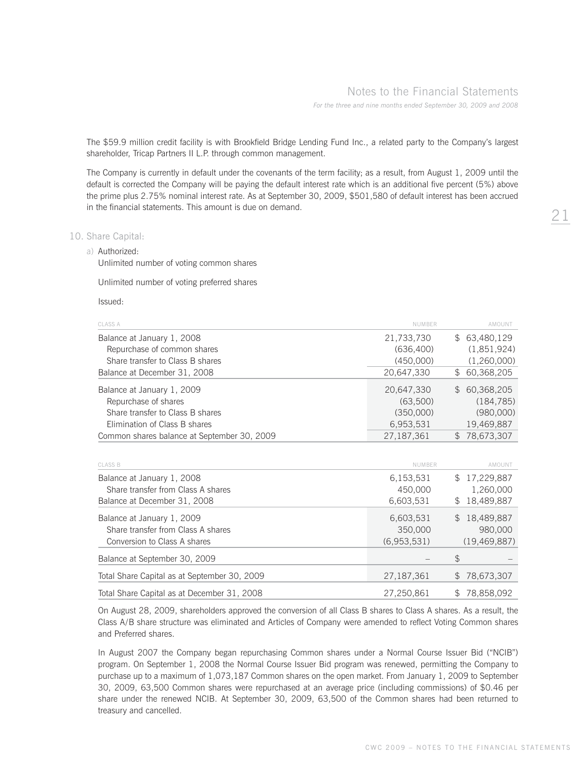The $59.9 million credit facility is with Brookfield Bridge Lending Fund Inc., a related party to the Company's largest shareholder, Tricap Partners II L.P. through common management.

The Company is currently in default under the covenants of the term facility; as a result, from August 1, 2009 until the default is corrected the Company will be paying the default interest rate which is an additional five percent (5%) above the prime plus 2.75% nominal interest rate. As at September 30, 2009, $501,580 of default interest has been accrued in the financial statements. This amount is due on demand.

## 10. Share Capital:

a) Authorized:

Unlimited number of voting common shares

Unlimited number of voting preferred shares

Issued:

| CLASS A | NUMBER | AMOUNT |
|---|---|---|
| Balance at January 1, 2008 | 21,733,730 | $ 63,480,129 |
| Repurchase of common shares | (636,400) | (1,851,924) |
| Share transfer to Class B shares | (450,000) | (1,260,000) |
| Balance at December 31, 2008 | 20,647,330 | $ 60,368,205 |
| Balance at January 1, 2009 | 20,647,330 | $ 60,368,205 |
| Repurchase of shares | (63,500) | (184,785) |
| Share transfer to Class B shares | (350,000) | (980,000) |
| Elimination of Class B shares | 6,953,531 | 19,469,887 |
| Common shares balance at September 30, 2009 | 27,187,361 | $ 78,673,307 |

| CLASS B | NUMBER | AMOUNT |
|---|---|---|
| Balance at January 1, 2008 | 6,153,531 | $ 17,229,887 |
| Share transfer from Class A shares | 450,000 | 1,260,000 |
| Balance at December 31, 2008 | 6,603,531 | $ 18,489,887 |
| Balance at January 1, 2009 | 6,603,531 | $ 18,489,887 |
| Share transfer from Class A shares | 350,000 | 980,000 |
| Conversion to Class A shares | (6,953,531) | (19,469,887) |
| Balance at September 30, 2009 | – | $ – |
| Total Share Capital as at September 30, 2009 | 27,187,361 | $ 78,673,307 |
| Total Share Capital as at December 31, 2008 | 27,250,861 | $ 78,858,092 |

On August 28, 2009, shareholders approved the conversion of all Class B shares to Class A shares. As a result, the Class A/B share structure was eliminated and Articles of Company were amended to reflect Voting Common shares and Preferred shares.

In August 2007 the Company began repurchasing Common shares under a Normal Course Issuer Bid ("NCIB") program. On September 1, 2008 the Normal Course Issuer Bid program was renewed, permitting the Company to purchase up to a maximum of 1,073,187 Common shares on the open market. From January 1, 2009 to September 30, 2009, 63,500 Common shares were repurchased at an average price (including commissions) of $0.46 per share under the renewed NCIB. At September 30, 2009, 63,500 of the Common shares had been returned to treasury and cancelled.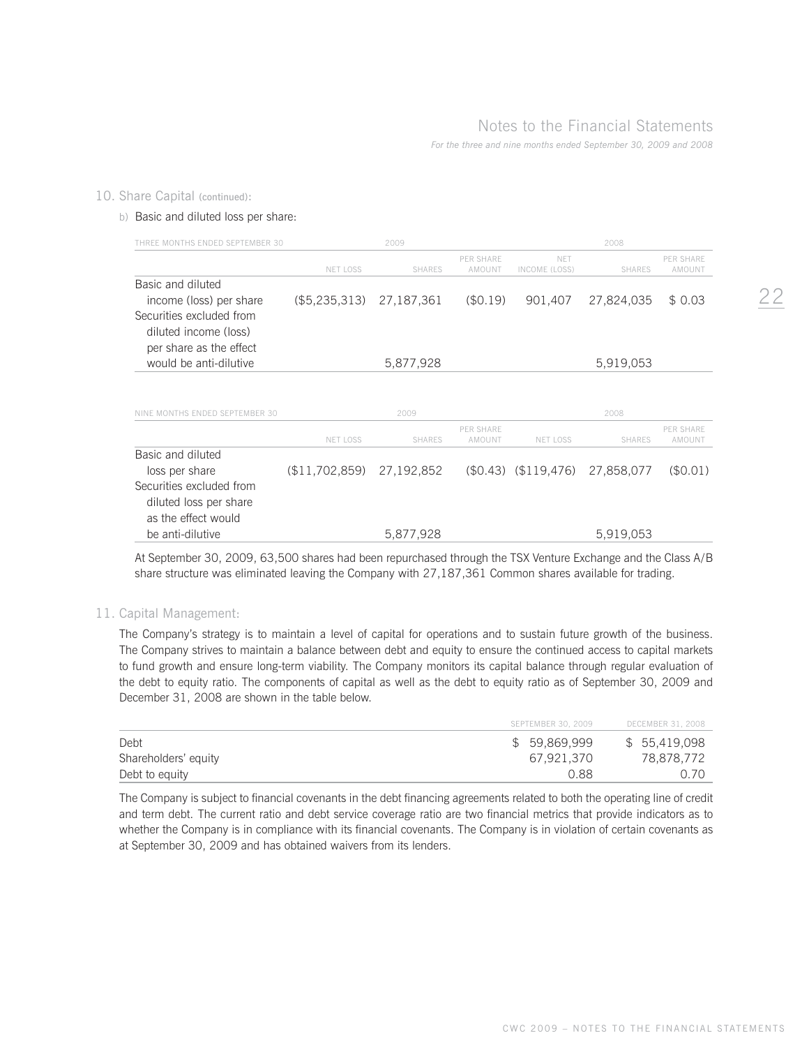## 10. Share Capital (continued):

b) Basic and diluted loss per share:

| THREE MONTHS ENDED SEPTEMBER 30 | 2009 | | | 2008 | | |
|---|---|---|---|---|---|---|
| | NET LOSS | SHARES | PER SHARE AMOUNT | NET INCOME (LOSS) | SHARES | PER SHARE AMOUNT |
| Basic and diluted income (loss) per share | ($5,235,313) | 27,187,361 | ($0.19) | 901,407 | 27,824,035 | $ 0.03 |
| Securities excluded from diluted income (loss) per share as the effect would be anti-dilutive | | 5,877,928 | | | 5,919,053 | |

| NINE MONTHS ENDED SEPTEMBER 30 | 2009 | | | 2008 | | |
|---|---|---|---|---|---|---|
| | NET LOSS | SHARES | PER SHARE AMOUNT | NET LOSS | SHARES | PER SHARE AMOUNT |
| Basic and diluted loss per share | ($11,702,859) | 27,192,852 | ($0.43) | ($119,476) | 27,858,077 | ($0.01) |
| Securities excluded from diluted loss per share as the effect would be anti-dilutive | | 5,877,928 | | | 5,919,053 | |

At September 30, 2009, 63,500 shares had been repurchased through the TSX Venture Exchange and the Class A/B share structure was eliminated leaving the Company with 27,187,361 Common shares available for trading.

## 11. Capital Management:

The Company's strategy is to maintain a level of capital for operations and to sustain future growth of the business. The Company strives to maintain a balance between debt and equity to ensure the continued access to capital markets to fund growth and ensure long-term viability. The Company monitors its capital balance through regular evaluation of the debt to equity ratio. The components of capital as well as the debt to equity ratio as of September 30, 2009 and December 31, 2008 are shown in the table below.

| | SEPTEMBER 30, 2009 | DECEMBER 31, 2008 |
|---|---|---|
| Debt | $ 59,869,999 | $ 55,419,098 |
| Shareholders' equity | 67,921,370 | 78,878,772 |
| Debt to equity | 0.88 | 0.70 |

The Company is subject to financial covenants in the debt financing agreements related to both the operating line of credit and term debt. The current ratio and debt service coverage ratio are two financial metrics that provide indicators as to whether the Company is in compliance with its financial covenants. The Company is in violation of certain covenants as at September 30, 2009 and has obtained waivers from its lenders.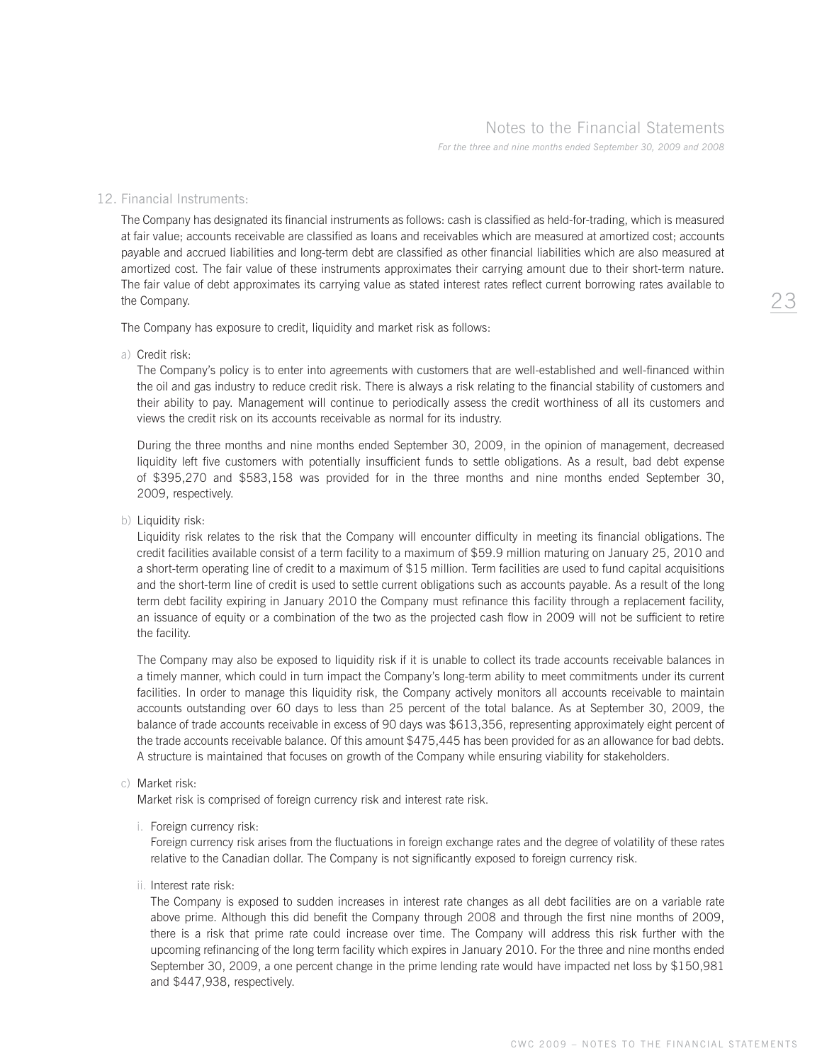## 12. Financial Instruments:

The Company has designated its financial instruments as follows: cash is classified as held-for-trading, which is measured at fair value; accounts receivable are classified as loans and receivables which are measured at amortized cost; accounts payable and accrued liabilities and long-term debt are classified as other financial liabilities which are also measured at amortized cost. The fair value of these instruments approximates their carrying amount due to their short-term nature. The fair value of debt approximates its carrying value as stated interest rates reflect current borrowing rates available to the Company.

The Company has exposure to credit, liquidity and market risk as follows:

a) Credit risk:

The Company's policy is to enter into agreements with customers that are well-established and well-financed within the oil and gas industry to reduce credit risk. There is always a risk relating to the financial stability of customers and their ability to pay. Management will continue to periodically assess the credit worthiness of all its customers and views the credit risk on its accounts receivable as normal for its industry.

During the three months and nine months ended September 30, 2009, in the opinion of management, decreased liquidity left five customers with potentially insufficient funds to settle obligations. As a result, bad debt expense of $395,270 and $583,158 was provided for in the three months and nine months ended September 30, 2009, respectively.

b) Liquidity risk:

Liquidity risk relates to the risk that the Company will encounter difficulty in meeting its financial obligations. The credit facilities available consist of a term facility to a maximum of $59.9 million maturing on January 25, 2010 and a short-term operating line of credit to a maximum of $15 million. Term facilities are used to fund capital acquisitions and the short-term line of credit is used to settle current obligations such as accounts payable. As a result of the long term debt facility expiring in January 2010 the Company must refinance this facility through a replacement facility, an issuance of equity or a combination of the two as the projected cash flow in 2009 will not be sufficient to retire the facility.

The Company may also be exposed to liquidity risk if it is unable to collect its trade accounts receivable balances in a timely manner, which could in turn impact the Company's long-term ability to meet commitments under its current facilities. In order to manage this liquidity risk, the Company actively monitors all accounts receivable to maintain accounts outstanding over 60 days to less than 25 percent of the total balance. As at September 30, 2009, the balance of trade accounts receivable in excess of 90 days was $613,356, representing approximately eight percent of the trade accounts receivable balance. Of this amount $475,445 has been provided for as an allowance for bad debts. A structure is maintained that focuses on growth of the Company while ensuring viability for stakeholders.

c) Market risk:

Market risk is comprised of foreign currency risk and interest rate risk.

i. Foreign currency risk:

Foreign currency risk arises from the fluctuations in foreign exchange rates and the degree of volatility of these rates relative to the Canadian dollar. The Company is not significantly exposed to foreign currency risk.

ii. Interest rate risk:

The Company is exposed to sudden increases in interest rate changes as all debt facilities are on a variable rate above prime. Although this did benefit the Company through 2008 and through the first nine months of 2009, there is a risk that prime rate could increase over time. The Company will address this risk further with the upcoming refinancing of the long term facility which expires in January 2010. For the three and nine months ended September 30, 2009, a one percent change in the prime lending rate would have impacted net loss by $150,981 and $447,938, respectively.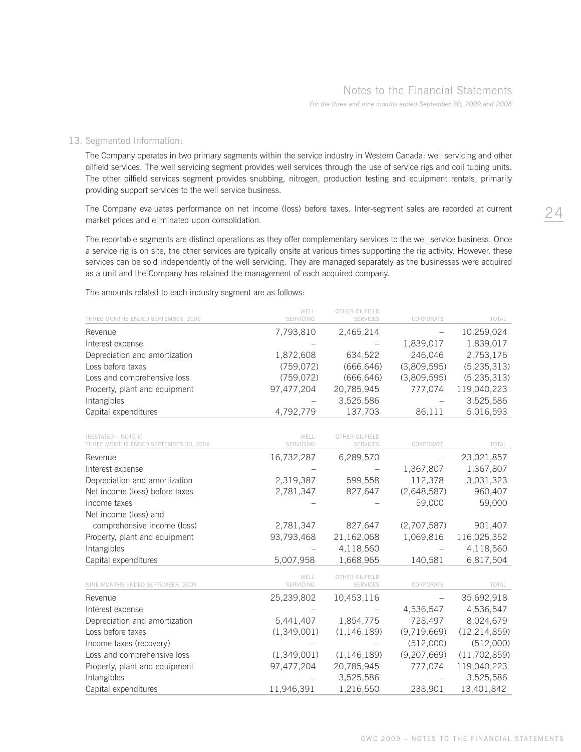## 13. Segmented Information:

The Company operates in two primary segments within the service industry in Western Canada: well servicing and other oilfield services. The well servicing segment provides well services through the use of service rigs and coil tubing units. The other oilfield services segment provides snubbing, nitrogen, production testing and equipment rentals, primarily providing support services to the well service business.

The Company evaluates performance on net income (loss) before taxes. Inter-segment sales are recorded at current market prices and eliminated upon consolidation.

The reportable segments are distinct operations as they offer complementary services to the well service business. Once a service rig is on site, the other services are typically onsite at various times supporting the rig activity. However, these services can be sold independently of the well servicing. They are managed separately as the businesses were acquired as a unit and the Company has retained the management of each acquired company.

The amounts related to each industry segment are as follows:

| THREE MONTHS ENDED SEPTEMBER, 2009 | WELL SERVICING | OTHER OILFIELD SERVICES | CORPORATE | TOTAL |
|---|---|---|---|---|
| Revenue | 7,793,810 | 2,465,214 | – | 10,259,024 |
| Interest expense | – | – | 1,839,017 | 1,839,017 |
| Depreciation and amortization | 1,872,608 | 634,522 | 246,046 | 2,753,176 |
| Loss before taxes | (759,072) | (666,646) | (3,809,595) | (5,235,313) |
| Loss and comprehensive loss | (759,072) | (666,646) | (3,809,595) | (5,235,313) |
| Property, plant and equipment | 97,477,204 | 20,785,945 | 777,074 | 119,040,223 |
| Intangibles | – | 3,525,586 | – | 3,525,586 |
| Capital expenditures | 4,792,779 | 137,703 | 86,111 | 5,016,593 |

| (RESTATED – NOTE 8) THREE MONTHS ENDED SEPTEMBER 30, 2008 | WELL SERVICING | OTHER OILFIELD SERVICES | CORPORATE | TOTAL |
|---|---|---|---|---|
| Revenue | 16,732,287 | 6,289,570 | – | 23,021,857 |
| Interest expense | – | – | 1,367,807 | 1,367,807 |
| Depreciation and amortization | 2,319,387 | 599,558 | 112,378 | 3,031,323 |
| Net income (loss) before taxes | 2,781,347 | 827,647 | (2,648,587) | 960,407 |
| Income taxes | – | – | 59,000 | 59,000 |
| Net income (loss) and comprehensive income (loss) | 2,781,347 | 827,647 | (2,707,587) | 901,407 |
| Property, plant and equipment | 93,793,468 | 21,162,068 | 1,069,816 | 116,025,352 |
| Intangibles | – | 4,118,560 | – | 4,118,560 |
| Capital expenditures | 5,007,958 | 1,668,965 | 140,581 | 6,817,504 |

| NINE MONTHS ENDED SEPTEMBER, 2009 | WELL SERVICING | OTHER OILFIELD SERVICES | CORPORATE | TOTAL |
|---|---|---|---|---|
| Revenue | 25,239,802 | 10,453,116 | – | 35,692,918 |
| Interest expense | – | – | 4,536,547 | 4,536,547 |
| Depreciation and amortization | 5,441,407 | 1,854,775 | 728,497 | 8,024,679 |
| Loss before taxes | (1,349,001) | (1,146,189) | (9,719,669) | (12,214,859) |
| Income taxes (recovery) | – | – | (512,000) | (512,000) |
| Loss and comprehensive loss | (1,349,001) | (1,146,189) | (9,207,669) | (11,702,859) |
| Property, plant and equipment | 97,477,204 | 20,785,945 | 777,074 | 119,040,223 |
| Intangibles | – | 3,525,586 | – | 3,525,586 |
| Capital expenditures | 11,946,391 | 1,216,550 | 238,901 | 13,401,842 |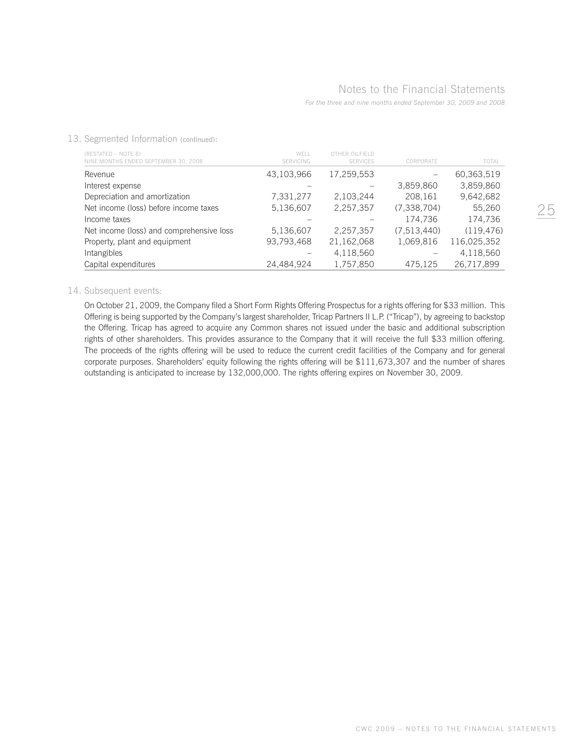## 13. Segmented Information (continued):

| (RESTATED – NOTE 8) NINE MONTHS ENDED SEPTEMBER 30, 2008 | WELL SERVICING | OTHER OILFIELD SERVICES | CORPORATE | TOTAL |
|---|---|---|---|---|
| Revenue | 43,103,966 | 17,259,553 | – | 60,363,519 |
| Interest expense | – | – | 3,859,860 | 3,859,860 |
| Depreciation and amortization | 7,331,277 | 2,103,244 | 208,161 | 9,642,682 |
| Net income (loss) before income taxes | 5,136,607 | 2,257,357 | (7,338,704) | 55,260 |
| Income taxes | – | – | 174,736 | 174,736 |
| Net income (loss) and comprehensive loss | 5,136,607 | 2,257,357 | (7,513,440) | (119,476) |
| Property, plant and equipment | 93,793,468 | 21,162,068 | 1,069,816 | 116,025,352 |
| Intangibles | – | 4,118,560 | – | 4,118,560 |
| Capital expenditures | 24,484,924 | 1,757,850 | 475,125 | 26,717,899 |

## 14. Subsequent events:

On October 21, 2009, the Company filed a Short Form Rights Offering Prospectus for a rights offering for $33 million. This Offering is being supported by the Company's largest shareholder, Tricap Partners II L.P. ("Tricap"), by agreeing to backstop the Offering. Tricap has agreed to acquire any Common shares not issued under the basic and additional subscription rights of other shareholders. This provides assurance to the Company that it will receive the full $33 million offering. The proceeds of the rights offering will be used to reduce the current credit facilities of the Company and for general corporate purposes. Shareholders' equity following the rights offering will be $111,673,307 and the number of shares outstanding is anticipated to increase by 132,000,000. The rights offering expires on November 30, 2009.